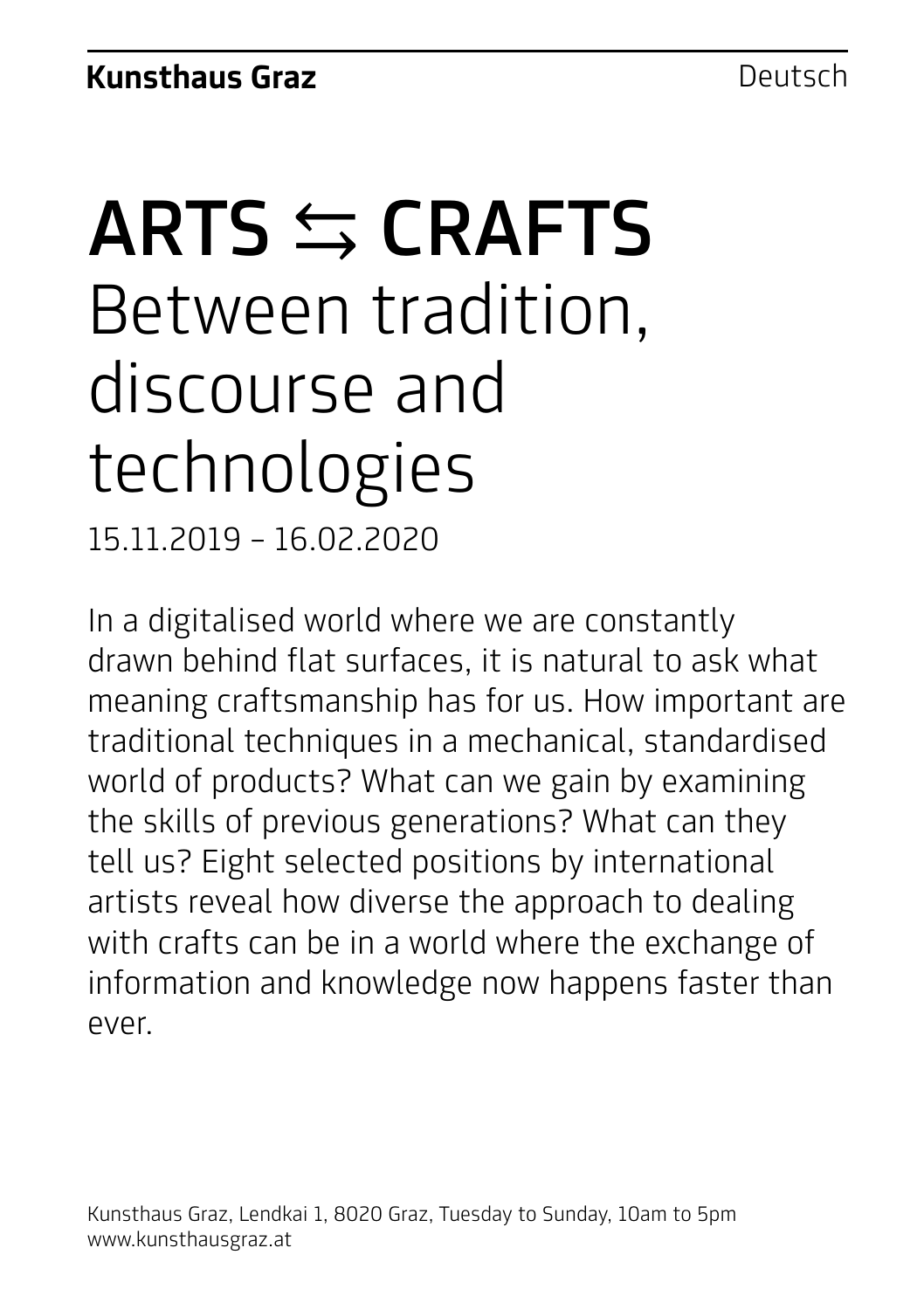**Kunsthaus Graz** Deutsch

# ARTS ⇆ CRAFTS

## Between tradition, discourse and technologies

15.11.2019 – 16.02.2020

In a digitalised world where we are constantly drawn behind flat surfaces, it is natural to ask what meaning craftsmanship has for us. How important are traditional techniques in a mechanical, standardised world of products? What can we gain by examining the skills of previous generations? What can they tell us? Eight selected positions by international artists reveal how diverse the approach to dealing with crafts can be in a world where the exchange of information and knowledge now happens faster than ever.

Kunsthaus Graz, Lendkai 1, 8020 Graz, Tuesday to Sunday, 10am to 5pm
www.kunsthausgraz.at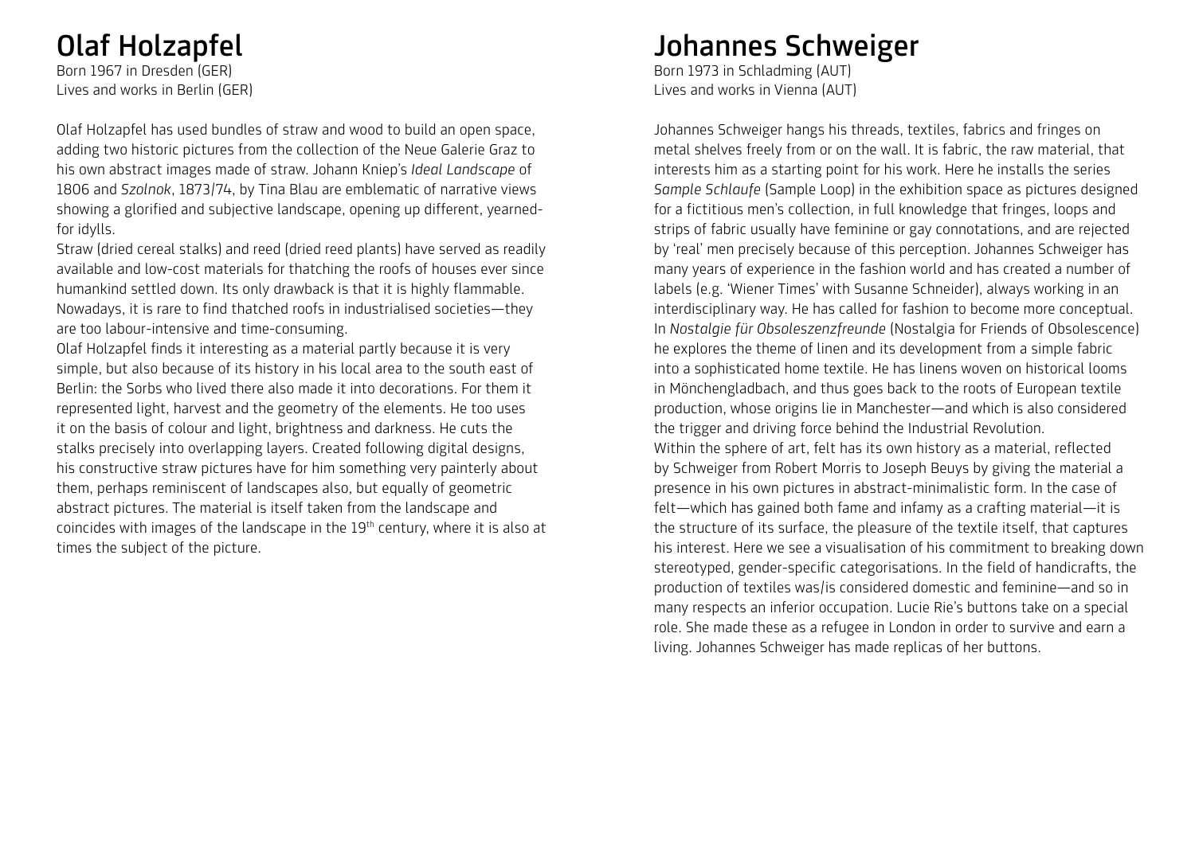# Olaf Holzapfel

Born 1967 in Dresden (GER)
Lives and works in Berlin (GER)

Olaf Holzapfel has used bundles of straw and wood to build an open space, adding two historic pictures from the collection of the Neue Galerie Graz to his own abstract images made of straw. Johann Kniep's *Ideal Landscape* of 1806 and *Szolnok*, 1873/74, by Tina Blau are emblematic of narrative views showing a glorified and subjective landscape, opening up different, yearned-for idylls.

Straw (dried cereal stalks) and reed (dried reed plants) have served as readily available and low-cost materials for thatching the roofs of houses ever since humankind settled down. Its only drawback is that it is highly flammable. Nowadays, it is rare to find thatched roofs in industrialised societies—they are too labour-intensive and time-consuming.

Olaf Holzapfel finds it interesting as a material partly because it is very simple, but also because of its history in his local area to the south east of Berlin: the Sorbs who lived there also made it into decorations. For them it represented light, harvest and the geometry of the elements. He too uses it on the basis of colour and light, brightness and darkness. He cuts the stalks precisely into overlapping layers. Created following digital designs, his constructive straw pictures have for him something very painterly about them, perhaps reminiscent of landscapes also, but equally of geometric abstract pictures. The material is itself taken from the landscape and coincides with images of the landscape in the 19th century, where it is also at times the subject of the picture.

# Johannes Schweiger

Born 1973 in Schladming (AUT)
Lives and works in Vienna (AUT)

Johannes Schweiger hangs his threads, textiles, fabrics and fringes on metal shelves freely from or on the wall. It is fabric, the raw material, that interests him as a starting point for his work. Here he installs the series *Sample Schlaufe* (Sample Loop) in the exhibition space as pictures designed for a fictitious men's collection, in full knowledge that fringes, loops and strips of fabric usually have feminine or gay connotations, and are rejected by 'real' men precisely because of this perception. Johannes Schweiger has many years of experience in the fashion world and has created a number of labels (e.g. 'Wiener Times' with Susanne Schneider), always working in an interdisciplinary way. He has called for fashion to become more conceptual. In *Nostalgie für Obsoleszenzfreunde* (Nostalgia for Friends of Obsolescence) he explores the theme of linen and its development from a simple fabric into a sophisticated home textile. He has linens woven on historical looms in Mönchengladbach, and thus goes back to the roots of European textile production, whose origins lie in Manchester—and which is also considered the trigger and driving force behind the Industrial Revolution.

Within the sphere of art, felt has its own history as a material, reflected by Schweiger from Robert Morris to Joseph Beuys by giving the material a presence in his own pictures in abstract-minimalistic form. In the case of felt—which has gained both fame and infamy as a crafting material—it is the structure of its surface, the pleasure of the textile itself, that captures his interest. Here we see a visualisation of his commitment to breaking down stereotyped, gender-specific categorisations. In the field of handicrafts, the production of textiles was/is considered domestic and feminine—and so in many respects an inferior occupation. Lucie Rie's buttons take on a special role. She made these as a refugee in London in order to survive and earn a living. Johannes Schweiger has made replicas of her buttons.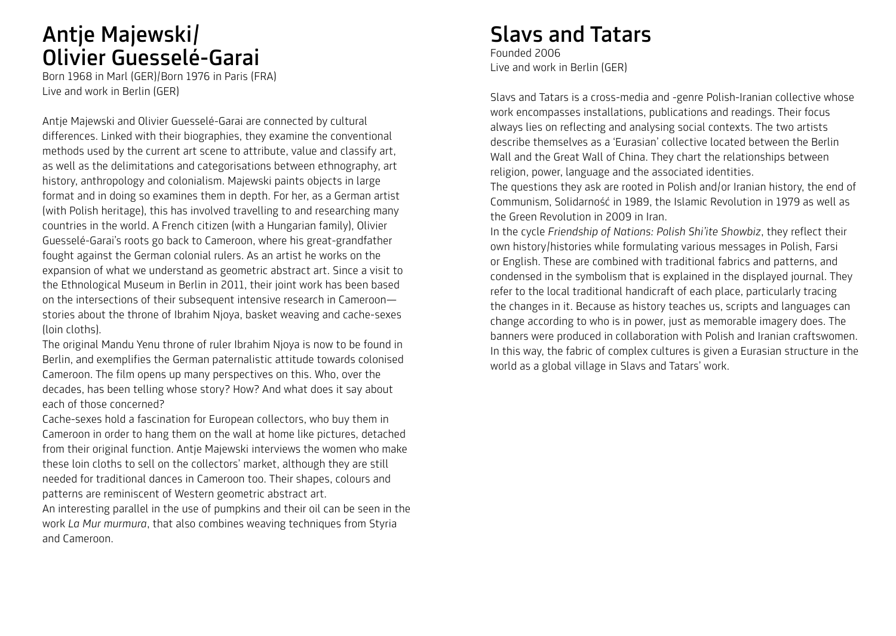# Antje Majewski/ Olivier Guesselé-Garai

Born 1968 in Marl (GER)/Born 1976 in Paris (FRA)
Live and work in Berlin (GER)

Antje Majewski and Olivier Guesselé-Garai are connected by cultural differences. Linked with their biographies, they examine the conventional methods used by the current art scene to attribute, value and classify art, as well as the delimitations and categorisations between ethnography, art history, anthropology and colonialism. Majewski paints objects in large format and in doing so examines them in depth. For her, as a German artist (with Polish heritage), this has involved travelling to and researching many countries in the world. A French citizen (with a Hungarian family), Olivier Guesselé-Garai's roots go back to Cameroon, where his great-grandfather fought against the German colonial rulers. As an artist he works on the expansion of what we understand as geometric abstract art. Since a visit to the Ethnological Museum in Berlin in 2011, their joint work has been based on the intersections of their subsequent intensive research in Cameroon—stories about the throne of Ibrahim Njoya, basket weaving and cache-sexes (loin cloths).

The original Mandu Yenu throne of ruler Ibrahim Njoya is now to be found in Berlin, and exemplifies the German paternalistic attitude towards colonised Cameroon. The film opens up many perspectives on this. Who, over the decades, has been telling whose story? How? And what does it say about each of those concerned?

Cache-sexes hold a fascination for European collectors, who buy them in Cameroon in order to hang them on the wall at home like pictures, detached from their original function. Antje Majewski interviews the women who make these loin cloths to sell on the collectors' market, although they are still needed for traditional dances in Cameroon too. Their shapes, colours and patterns are reminiscent of Western geometric abstract art.

An interesting parallel in the use of pumpkins and their oil can be seen in the work *La Mur murmura*, that also combines weaving techniques from Styria and Cameroon.

# Slavs and Tatars

Founded 2006
Live and work in Berlin (GER)

Slavs and Tatars is a cross-media and -genre Polish-Iranian collective whose work encompasses installations, publications and readings. Their focus always lies on reflecting and analysing social contexts. The two artists describe themselves as a 'Eurasian' collective located between the Berlin Wall and the Great Wall of China. They chart the relationships between religion, power, language and the associated identities.

The questions they ask are rooted in Polish and/or Iranian history, the end of Communism, Solidarność in 1989, the Islamic Revolution in 1979 as well as the Green Revolution in 2009 in Iran.

In the cycle *Friendship of Nations: Polish Shi'ite Showbiz*, they reflect their own history/histories while formulating various messages in Polish, Farsi or English. These are combined with traditional fabrics and patterns, and condensed in the symbolism that is explained in the displayed journal. They refer to the local traditional handicraft of each place, particularly tracing the changes in it. Because as history teaches us, scripts and languages can change according to who is in power, just as memorable imagery does. The banners were produced in collaboration with Polish and Iranian craftswomen. In this way, the fabric of complex cultures is given a Eurasian structure in the world as a global village in Slavs and Tatars' work.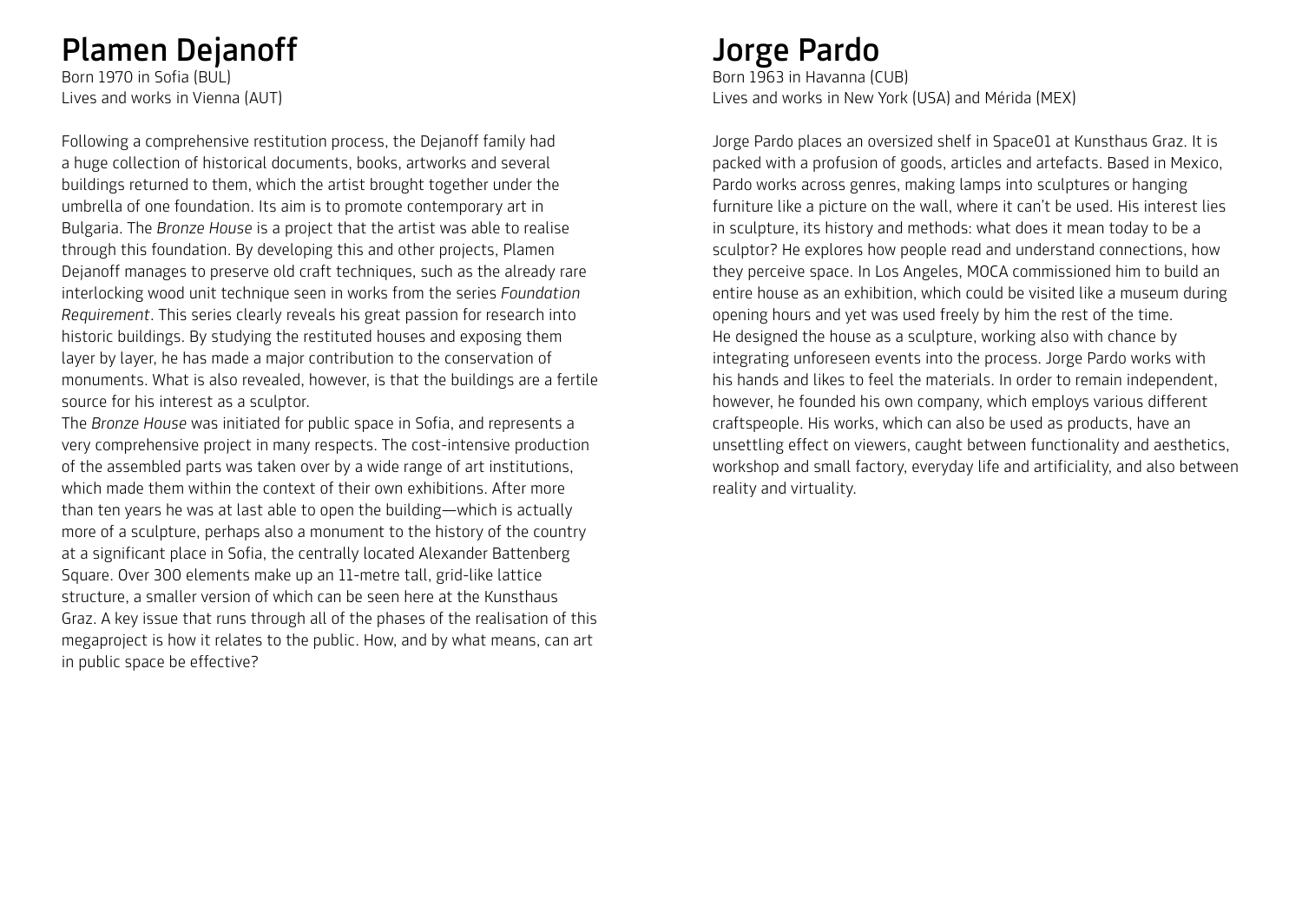# Plamen Dejanoff

Born 1970 in Sofia (BUL)
Lives and works in Vienna (AUT)

Following a comprehensive restitution process, the Dejanoff family had a huge collection of historical documents, books, artworks and several buildings returned to them, which the artist brought together under the umbrella of one foundation. Its aim is to promote contemporary art in Bulgaria. The *Bronze House* is a project that the artist was able to realise through this foundation. By developing this and other projects, Plamen Dejanoff manages to preserve old craft techniques, such as the already rare interlocking wood unit technique seen in works from the series *Foundation Requirement*. This series clearly reveals his great passion for research into historic buildings. By studying the restituted houses and exposing them layer by layer, he has made a major contribution to the conservation of monuments. What is also revealed, however, is that the buildings are a fertile source for his interest as a sculptor.

The *Bronze House* was initiated for public space in Sofia, and represents a very comprehensive project in many respects. The cost-intensive production of the assembled parts was taken over by a wide range of art institutions, which made them within the context of their own exhibitions. After more than ten years he was at last able to open the building—which is actually more of a sculpture, perhaps also a monument to the history of the country at a significant place in Sofia, the centrally located Alexander Battenberg Square. Over 300 elements make up an 11-metre tall, grid-like lattice structure, a smaller version of which can be seen here at the Kunsthaus Graz. A key issue that runs through all of the phases of the realisation of this megaproject is how it relates to the public. How, and by what means, can art in public space be effective?

# Jorge Pardo

Born 1963 in Havanna (CUB)
Lives and works in New York (USA) and Mérida (MEX)

Jorge Pardo places an oversized shelf in Space01 at Kunsthaus Graz. It is packed with a profusion of goods, articles and artefacts. Based in Mexico, Pardo works across genres, making lamps into sculptures or hanging furniture like a picture on the wall, where it can't be used. His interest lies in sculpture, its history and methods: what does it mean today to be a sculptor? He explores how people read and understand connections, how they perceive space. In Los Angeles, MOCA commissioned him to build an entire house as an exhibition, which could be visited like a museum during opening hours and yet was used freely by him the rest of the time.
He designed the house as a sculpture, working also with chance by integrating unforeseen events into the process. Jorge Pardo works with his hands and likes to feel the materials. In order to remain independent, however, he founded his own company, which employs various different craftspeople. His works, which can also be used as products, have an unsettling effect on viewers, caught between functionality and aesthetics, workshop and small factory, everyday life and artificiality, and also between reality and virtuality.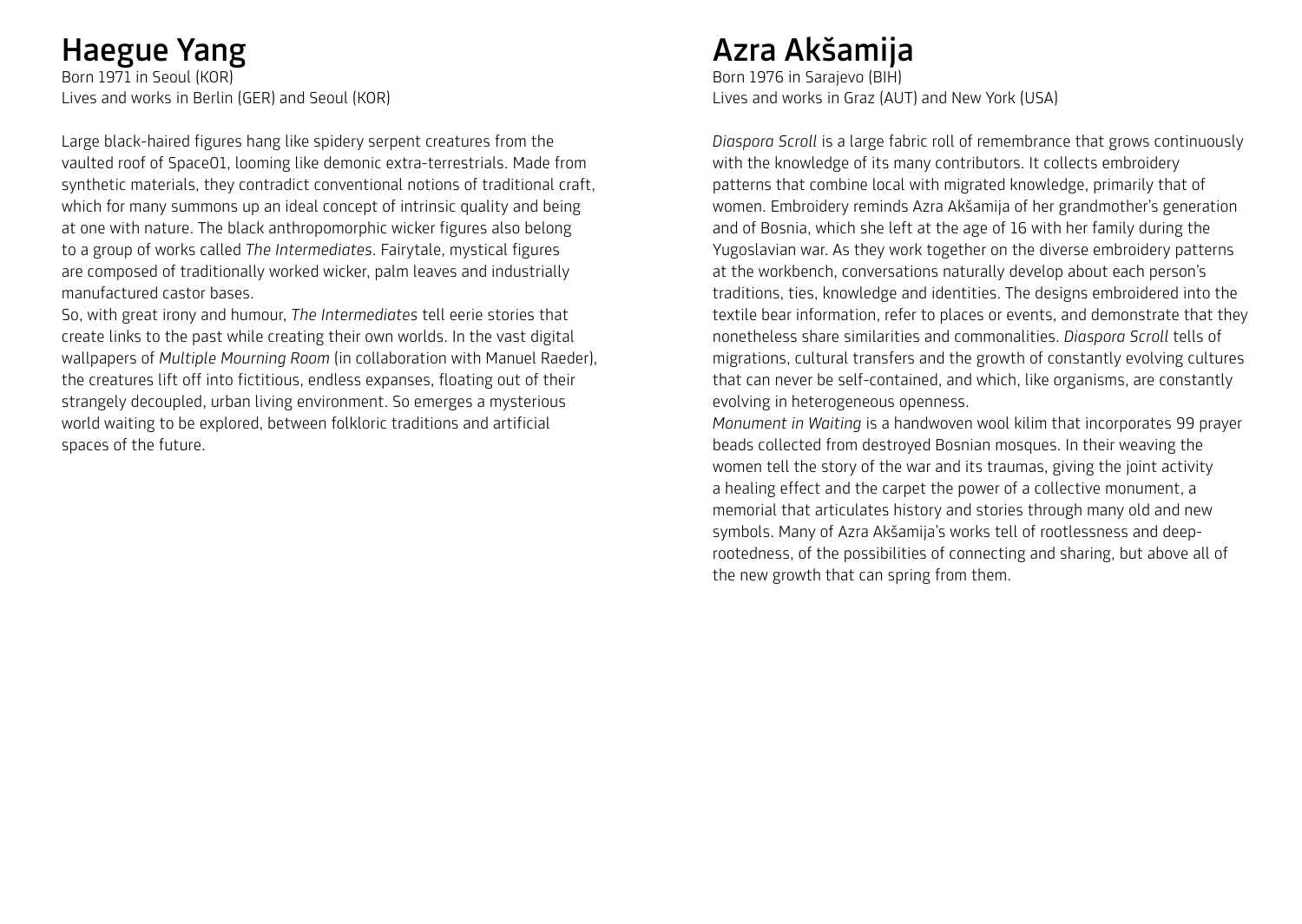# Haegue Yang

Born 1971 in Seoul (KOR)
Lives and works in Berlin (GER) and Seoul (KOR)

Large black-haired figures hang like spidery serpent creatures from the vaulted roof of Space01, looming like demonic extra-terrestrials. Made from synthetic materials, they contradict conventional notions of traditional craft, which for many summons up an ideal concept of intrinsic quality and being at one with nature. The black anthropomorphic wicker figures also belong to a group of works called *The Intermediates*. Fairytale, mystical figures are composed of traditionally worked wicker, palm leaves and industrially manufactured castor bases.
So, with great irony and humour, *The Intermediates* tell eerie stories that create links to the past while creating their own worlds. In the vast digital wallpapers of *Multiple Mourning Room* (in collaboration with Manuel Raeder), the creatures lift off into fictitious, endless expanses, floating out of their strangely decoupled, urban living environment. So emerges a mysterious world waiting to be explored, between folkloric traditions and artificial spaces of the future.

# Azra Akšamija

Born 1976 in Sarajevo (BIH)
Lives and works in Graz (AUT) and New York (USA)

*Diaspora Scroll* is a large fabric roll of remembrance that grows continuously with the knowledge of its many contributors. It collects embroidery patterns that combine local with migrated knowledge, primarily that of women. Embroidery reminds Azra Akšamija of her grandmother's generation and of Bosnia, which she left at the age of 16 with her family during the Yugoslavian war. As they work together on the diverse embroidery patterns at the workbench, conversations naturally develop about each person's traditions, ties, knowledge and identities. The designs embroidered into the textile bear information, refer to places or events, and demonstrate that they nonetheless share similarities and commonalities. *Diaspora Scroll* tells of migrations, cultural transfers and the growth of constantly evolving cultures that can never be self-contained, and which, like organisms, are constantly evolving in heterogeneous openness.
*Monument in Waiting* is a handwoven wool kilim that incorporates 99 prayer beads collected from destroyed Bosnian mosques. In their weaving the women tell the story of the war and its traumas, giving the joint activity a healing effect and the carpet the power of a collective monument, a memorial that articulates history and stories through many old and new symbols. Many of Azra Akšamija's works tell of rootlessness and deep-rootedness, of the possibilities of connecting and sharing, but above all of the new growth that can spring from them.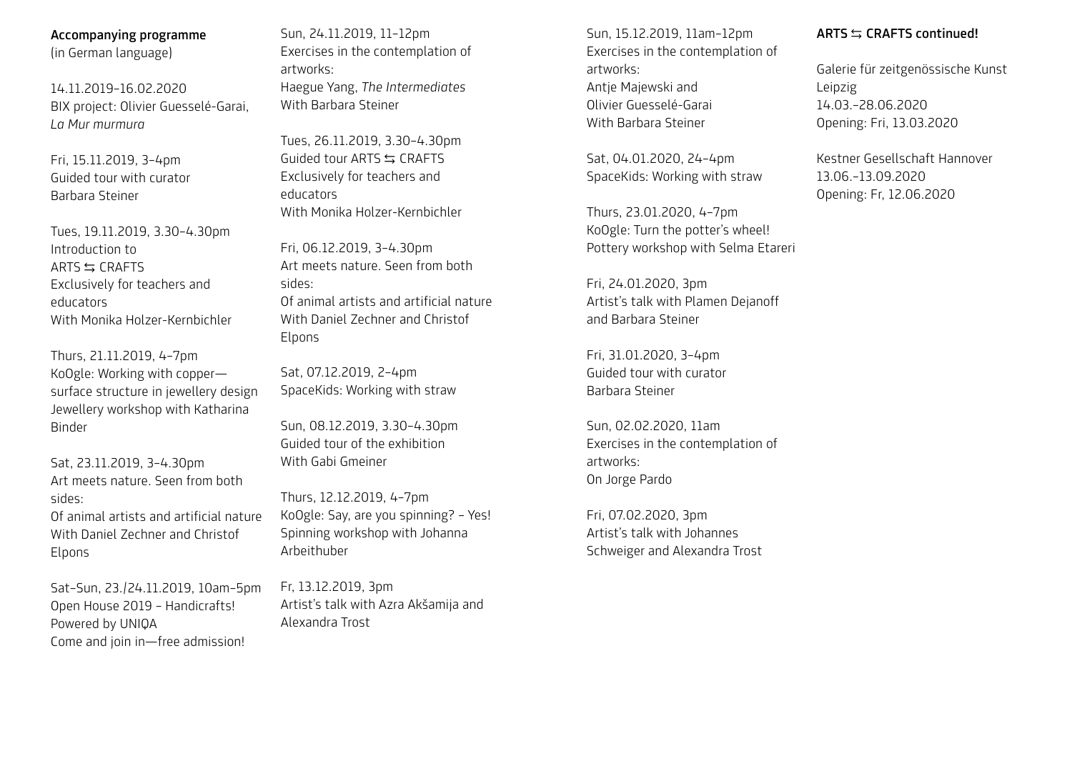**Accompanying programme**
(in German language)

14.11.2019–16.02.2020
BIX project: Olivier Guesselé-Garai,
*La Mur murmura*

Fri, 15.11.2019, 3–4pm
Guided tour with curator
Barbara Steiner

Tues, 19.11.2019, 3.30–4.30pm
Introduction to
ARTS ⇆ CRAFTS
Exclusively for teachers and
educators
With Monika Holzer-Kernbichler

Thurs, 21.11.2019, 4–7pm
KoOgle: Working with copper—
surface structure in jewellery design
Jewellery workshop with Katharina
Binder

Sat, 23.11.2019, 3–4.30pm
Art meets nature. Seen from both
sides:
Of animal artists and artificial nature
With Daniel Zechner and Christof
Elpons

Sat–Sun, 23./24.11.2019, 10am–5pm
Open House 2019 – Handicrafts!
Powered by UNIQA
Come and join in—free admission!

Sun, 24.11.2019, 11–12pm
Exercises in the contemplation of
artworks:
Haegue Yang, *The Intermediates*
With Barbara Steiner

Tues, 26.11.2019, 3.30–4.30pm
Guided tour ARTS ⇆ CRAFTS
Exclusively for teachers and
educators
With Monika Holzer-Kernbichler

Fri, 06.12.2019, 3–4.30pm
Art meets nature. Seen from both
sides:
Of animal artists and artificial nature
With Daniel Zechner and Christof
Elpons

Sat, 07.12.2019, 2–4pm
SpaceKids: Working with straw

Sun, 08.12.2019, 3.30–4.30pm
Guided tour of the exhibition
With Gabi Gmeiner

Thurs, 12.12.2019, 4–7pm
KoOgle: Say, are you spinning? – Yes!
Spinning workshop with Johanna
Arbeithuber

Fr, 13.12.2019, 3pm
Artist's talk with Azra Akšamija and
Alexandra Trost

Sun, 15.12.2019, 11am–12pm
Exercises in the contemplation of
artworks:
Antje Majewski and
Olivier Guesselé-Garai
With Barbara Steiner

Sat, 04.01.2020, 24–4pm
SpaceKids: Working with straw

Thurs, 23.01.2020, 4–7pm
KoOgle: Turn the potter's wheel!
Pottery workshop with Selma Etareri

Fri, 24.01.2020, 3pm
Artist's talk with Plamen Dejanoff
and Barbara Steiner

Fri, 31.01.2020, 3–4pm
Guided tour with curator
Barbara Steiner

Sun, 02.02.2020, 11am
Exercises in the contemplation of
artworks:
On Jorge Pardo

Fri, 07.02.2020, 3pm
Artist's talk with Johannes
Schweiger and Alexandra Trost

**ARTS ⇆ CRAFTS continued!**

Galerie für zeitgenössische Kunst
Leipzig
14.03.–28.06.2020
Opening: Fri, 13.03.2020

Kestner Gesellschaft Hannover
13.06.–13.09.2020
Opening: Fr, 12.06.2020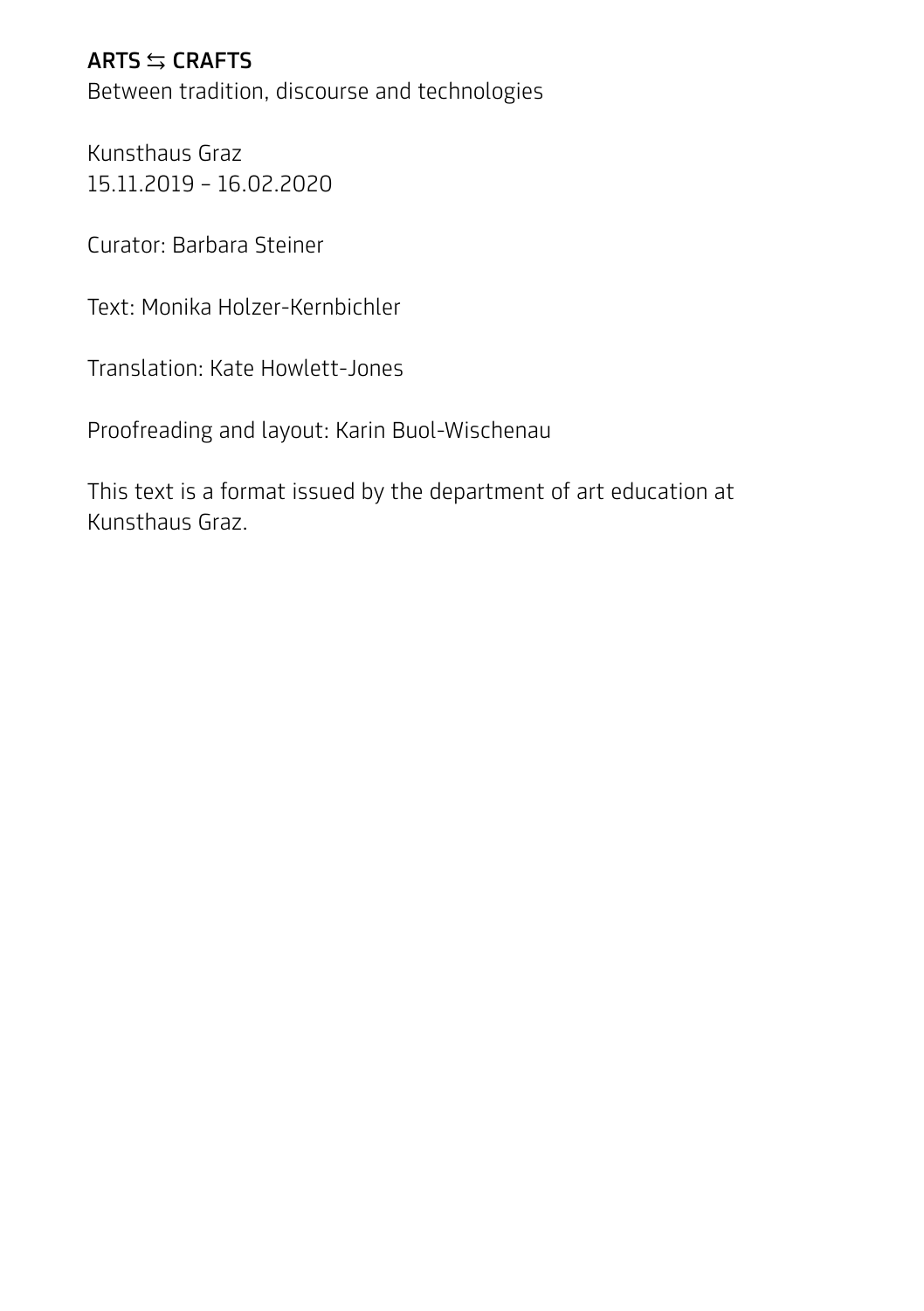**ARTS ⇆ CRAFTS**
Between tradition, discourse and technologies

Kunsthaus Graz
15.11.2019 – 16.02.2020

Curator: Barbara Steiner

Text: Monika Holzer-Kernbichler

Translation: Kate Howlett-Jones

Proofreading and layout: Karin Buol-Wischenau

This text is a format issued by the department of art education at Kunsthaus Graz.